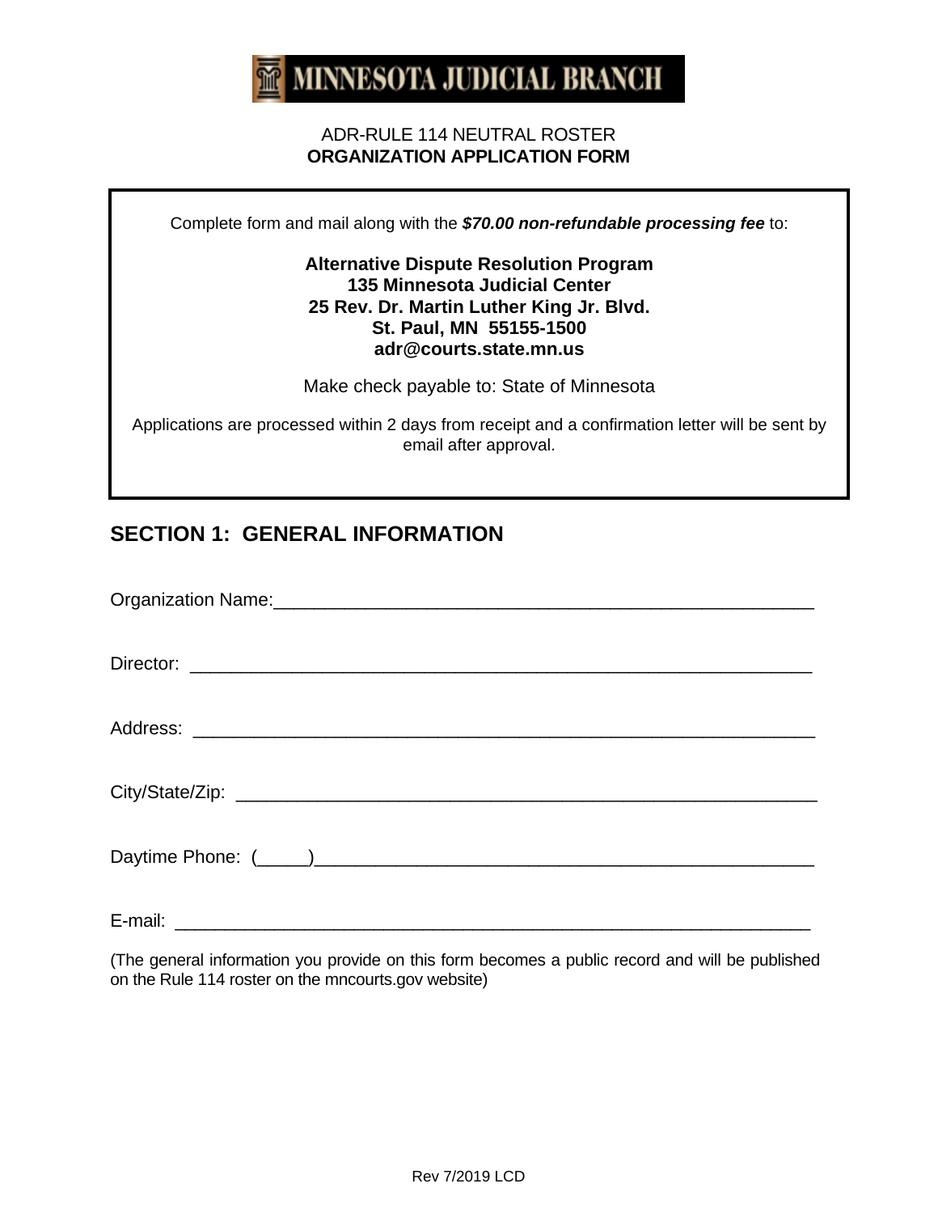**MINNESOTA JUDICIAL BRANCH**

ADR-RULE 114 NEUTRAL ROSTER

**ORGANIZATION APPLICATION FORM**

Complete form and mail along with the ***$70.00 non-refundable processing fee*** to:

**Alternative Dispute Resolution Program**
**135 Minnesota Judicial Center**
**25 Rev. Dr. Martin Luther King Jr. Blvd.**
**St. Paul, MN 55155-1500**
**adr@courts.state.mn.us**

Make check payable to: State of Minnesota

Applications are processed within 2 days from receipt and a confirmation letter will be sent by email after approval.

## SECTION 1: GENERAL INFORMATION

Organization Name:_______________________________________________________

Director: _______________________________________________________________

Address: _______________________________________________________________

City/State/Zip: ___________________________________________________________

Daytime Phone: (_____)____________________________________________________

E-mail: ________________________________________________________________

(The general information you provide on this form becomes a public record and will be published on the Rule 114 roster on the mncourts.gov website)

Rev 7/2019 LCD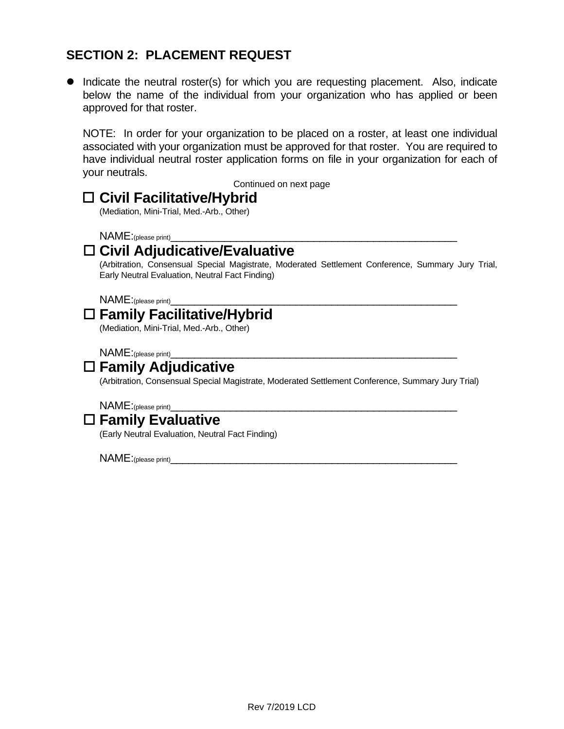## SECTION 2: PLACEMENT REQUEST

- Indicate the neutral roster(s) for which you are requesting placement. Also, indicate below the name of the individual from your organization who has applied or been approved for that roster.

  NOTE: In order for your organization to be placed on a roster, at least one individual associated with your organization must be approved for that roster. You are required to have individual neutral roster application forms on file in your organization for each of your neutrals.

Continued on next page

☐ **Civil Facilitative/Hybrid**
(Mediation, Mini-Trial, Med.-Arb., Other)

NAME:(please print)_______________________________________________

☐ **Civil Adjudicative/Evaluative**
(Arbitration, Consensual Special Magistrate, Moderated Settlement Conference, Summary Jury Trial, Early Neutral Evaluation, Neutral Fact Finding)

NAME:(please print)_______________________________________________

☐ **Family Facilitative/Hybrid**
(Mediation, Mini-Trial, Med.-Arb., Other)

NAME:(please print)_______________________________________________

☐ **Family Adjudicative**
(Arbitration, Consensual Special Magistrate, Moderated Settlement Conference, Summary Jury Trial)

NAME:(please print)_______________________________________________

☐ **Family Evaluative**
(Early Neutral Evaluation, Neutral Fact Finding)

NAME:(please print)_______________________________________________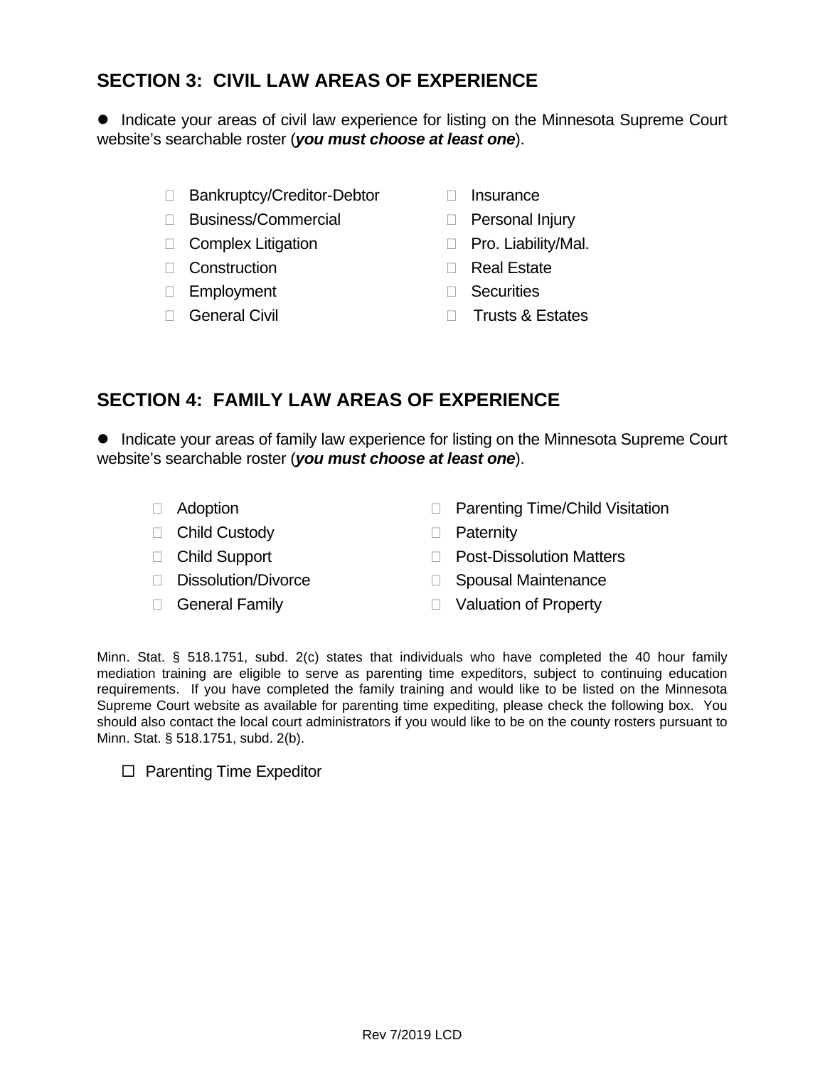## SECTION 3: CIVIL LAW AREAS OF EXPERIENCE

- Indicate your areas of civil law experience for listing on the Minnesota Supreme Court website's searchable roster (***you must choose at least one***).

- ☐ Bankruptcy/Creditor-Debtor
- ☐ Business/Commercial
- ☐ Complex Litigation
- ☐ Construction
- ☐ Employment
- ☐ General Civil
- ☐ Insurance
- ☐ Personal Injury
- ☐ Pro. Liability/Mal.
- ☐ Real Estate
- ☐ Securities
- ☐ Trusts & Estates

## SECTION 4: FAMILY LAW AREAS OF EXPERIENCE

- Indicate your areas of family law experience for listing on the Minnesota Supreme Court website's searchable roster (***you must choose at least one***).

- ☐ Adoption
- ☐ Child Custody
- ☐ Child Support
- ☐ Dissolution/Divorce
- ☐ General Family
- ☐ Parenting Time/Child Visitation
- ☐ Paternity
- ☐ Post-Dissolution Matters
- ☐ Spousal Maintenance
- ☐ Valuation of Property

Minn. Stat. § 518.1751, subd. 2(c) states that individuals who have completed the 40 hour family mediation training are eligible to serve as parenting time expeditors, subject to continuing education requirements. If you have completed the family training and would like to be listed on the Minnesota Supreme Court website as available for parenting time expediting, please check the following box. You should also contact the local court administrators if you would like to be on the county rosters pursuant to Minn. Stat. § 518.1751, subd. 2(b).

☐ Parenting Time Expeditor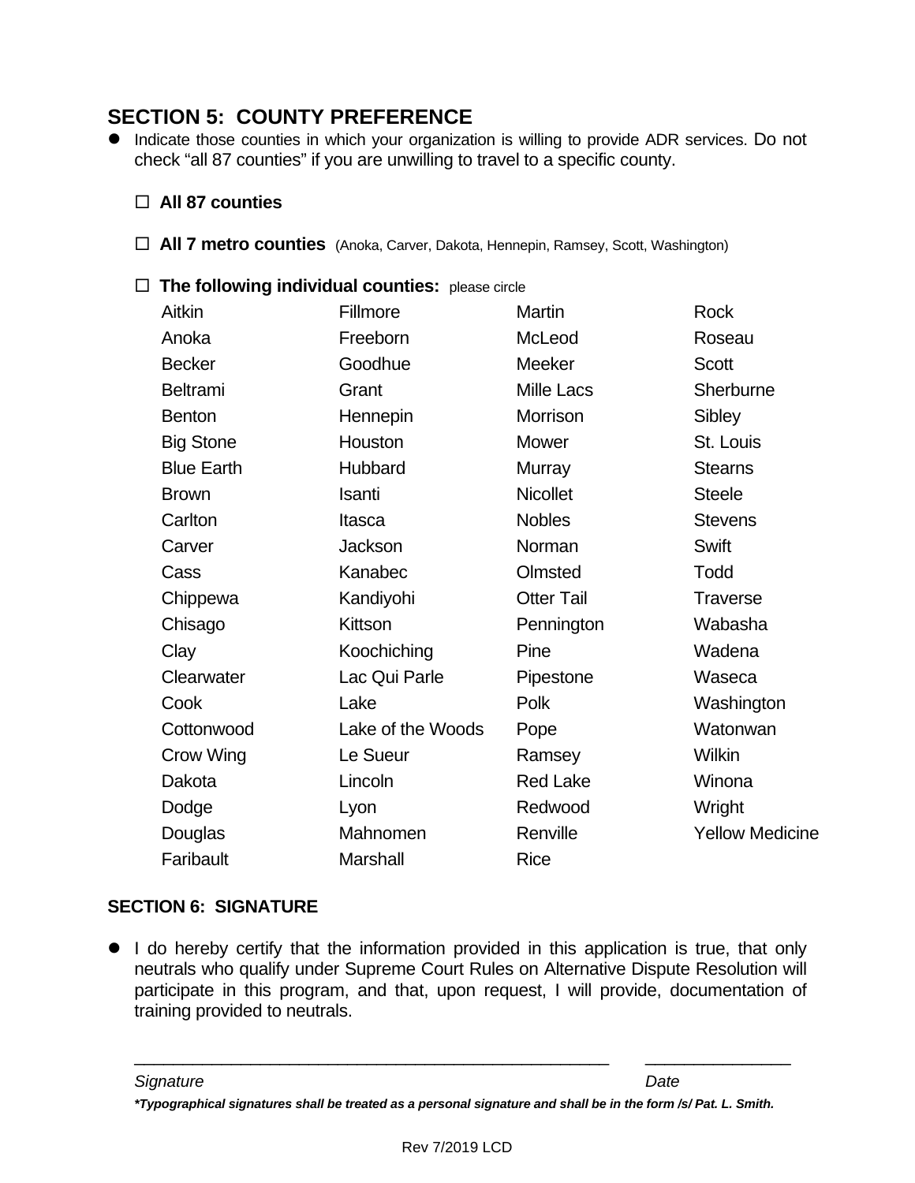## SECTION 5: COUNTY PREFERENCE

- Indicate those counties in which your organization is willing to provide ADR services. Do not check "all 87 counties" if you are unwilling to travel to a specific county.

☐ **All 87 counties**

☐ **All 7 metro counties** (Anoka, Carver, Dakota, Hennepin, Ramsey, Scott, Washington)

☐ **The following individual counties:** please circle

| | | | |
|---|---|---|---|
| Aitkin | Fillmore | Martin | Rock |
| Anoka | Freeborn | McLeod | Roseau |
| Becker | Goodhue | Meeker | Scott |
| Beltrami | Grant | Mille Lacs | Sherburne |
| Benton | Hennepin | Morrison | Sibley |
| Big Stone | Houston | Mower | St. Louis |
| Blue Earth | Hubbard | Murray | Stearns |
| Brown | Isanti | Nicollet | Steele |
| Carlton | Itasca | Nobles | Stevens |
| Carver | Jackson | Norman | Swift |
| Cass | Kanabec | Olmsted | Todd |
| Chippewa | Kandiyohi | Otter Tail | Traverse |
| Chisago | Kittson | Pennington | Wabasha |
| Clay | Koochiching | Pine | Wadena |
| Clearwater | Lac Qui Parle | Pipestone | Waseca |
| Cook | Lake | Polk | Washington |
| Cottonwood | Lake of the Woods | Pope | Watonwan |
| Crow Wing | Le Sueur | Ramsey | Wilkin |
| Dakota | Lincoln | Red Lake | Winona |
| Dodge | Lyon | Redwood | Wright |
| Douglas | Mahnomen | Renville | Yellow Medicine |
| Faribault | Marshall | Rice | |

### SECTION 6: SIGNATURE

- I do hereby certify that the information provided in this application is true, that only neutrals who qualify under Supreme Court Rules on Alternative Dispute Resolution will participate in this program, and that, upon request, I will provide, documentation of training provided to neutrals.

_______________________________________________ ______________

*Signature* *Date*

***Typographical signatures shall be treated as a personal signature and shall be in the form /s/ Pat. L. Smith.***

Rev 7/2019 LCD